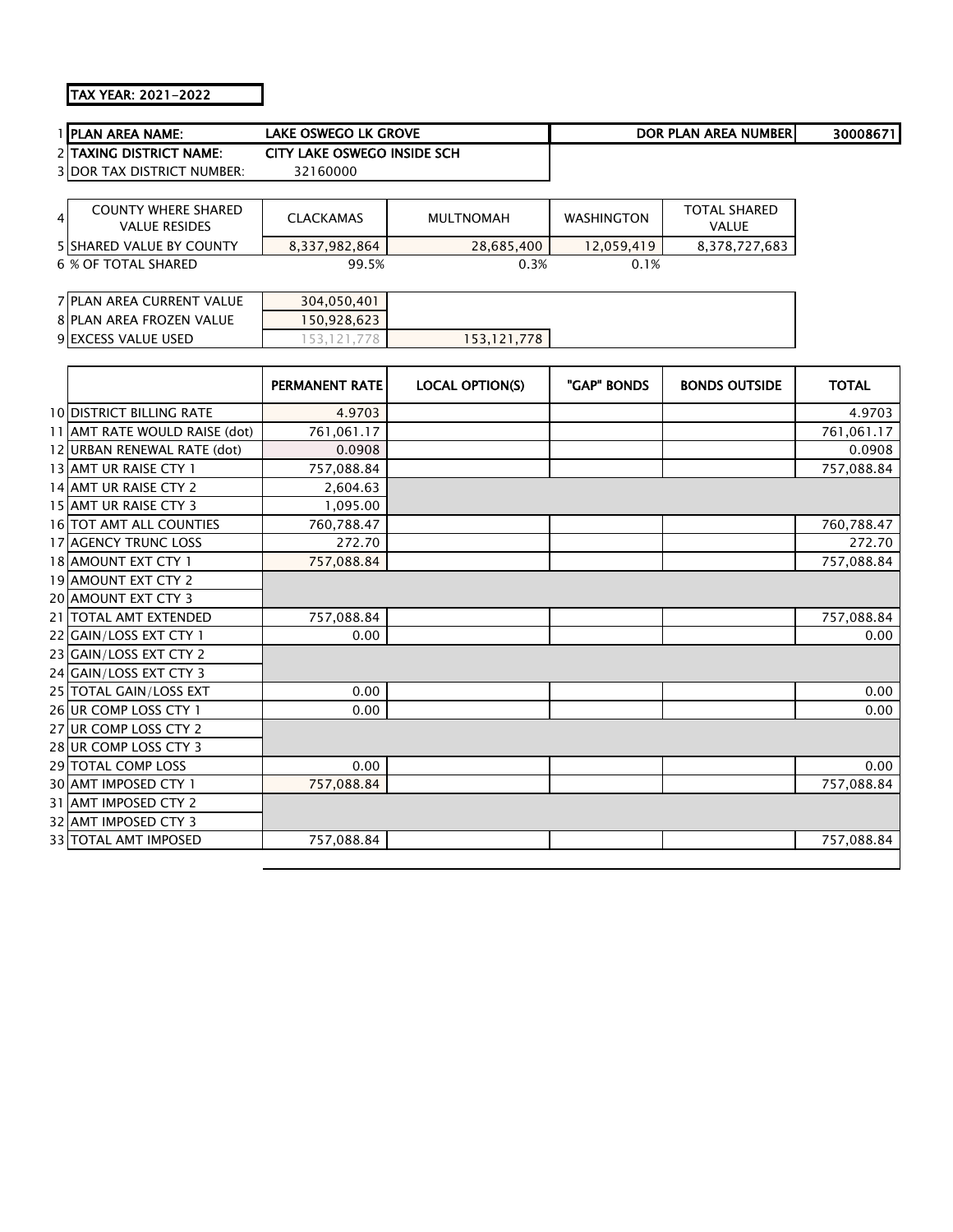**TAX YEAR: 2021-2022**

| | | | | | |
|---|---|---|---|---|---|
| 1 | **PLAN AREA NAME:** | **LAKE OSWEGO LK GROVE** | | **DOR PLAN AREA NUMBER** | **30008671** |
| 2 | **TAXING DISTRICT NAME:** | **CITY LAKE OSWEGO INSIDE SCH** | | | |
| 3 | DOR TAX DISTRICT NUMBER: | 32160000 | | | |

| | | | | | |
|---|---|---|---|---|---|
| 4 | COUNTY WHERE SHARED VALUE RESIDES | CLACKAMAS | MULTNOMAH | WASHINGTON | TOTAL SHARED VALUE |
| 5 | SHARED VALUE BY COUNTY | 8,337,982,864 | 28,685,400 | 12,059,419 | 8,378,727,683 |
| 6 | % OF TOTAL SHARED | 99.5% | 0.3% | 0.1% | |

| | | | |
|---|---|---|---|
| 7 | PLAN AREA CURRENT VALUE | 304,050,401 | |
| 8 | PLAN AREA FROZEN VALUE | 150,928,623 | |
| 9 | EXCESS VALUE USED | 153,121,778 | 153,121,778 |

| | | PERMANENT RATE | LOCAL OPTION(S) | "GAP" BONDS | BONDS OUTSIDE | TOTAL |
|---|---|---|---|---|---|---|
| 10 | DISTRICT BILLING RATE | 4.9703 | | | | 4.9703 |
| 11 | AMT RATE WOULD RAISE (dot) | 761,061.17 | | | | 761,061.17 |
| 12 | URBAN RENEWAL RATE (dot) | 0.0908 | | | | 0.0908 |
| 13 | AMT UR RAISE CTY 1 | 757,088.84 | | | | 757,088.84 |
| 14 | AMT UR RAISE CTY 2 | 2,604.63 | | | | |
| 15 | AMT UR RAISE CTY 3 | 1,095.00 | | | | |
| 16 | TOT AMT ALL COUNTIES | 760,788.47 | | | | 760,788.47 |
| 17 | AGENCY TRUNC LOSS | 272.70 | | | | 272.70 |
| 18 | AMOUNT EXT CTY 1 | 757,088.84 | | | | 757,088.84 |
| 19 | AMOUNT EXT CTY 2 | | | | | |
| 20 | AMOUNT EXT CTY 3 | | | | | |
| 21 | TOTAL AMT EXTENDED | 757,088.84 | | | | 757,088.84 |
| 22 | GAIN/LOSS EXT CTY 1 | 0.00 | | | | 0.00 |
| 23 | GAIN/LOSS EXT CTY 2 | | | | | |
| 24 | GAIN/LOSS EXT CTY 3 | | | | | |
| 25 | TOTAL GAIN/LOSS EXT | 0.00 | | | | 0.00 |
| 26 | UR COMP LOSS CTY 1 | 0.00 | | | | 0.00 |
| 27 | UR COMP LOSS CTY 2 | | | | | |
| 28 | UR COMP LOSS CTY 3 | | | | | |
| 29 | TOTAL COMP LOSS | 0.00 | | | | 0.00 |
| 30 | AMT IMPOSED CTY 1 | 757,088.84 | | | | 757,088.84 |
| 31 | AMT IMPOSED CTY 2 | | | | | |
| 32 | AMT IMPOSED CTY 3 | | | | | |
| 33 | TOTAL AMT IMPOSED | 757,088.84 | | | | 757,088.84 |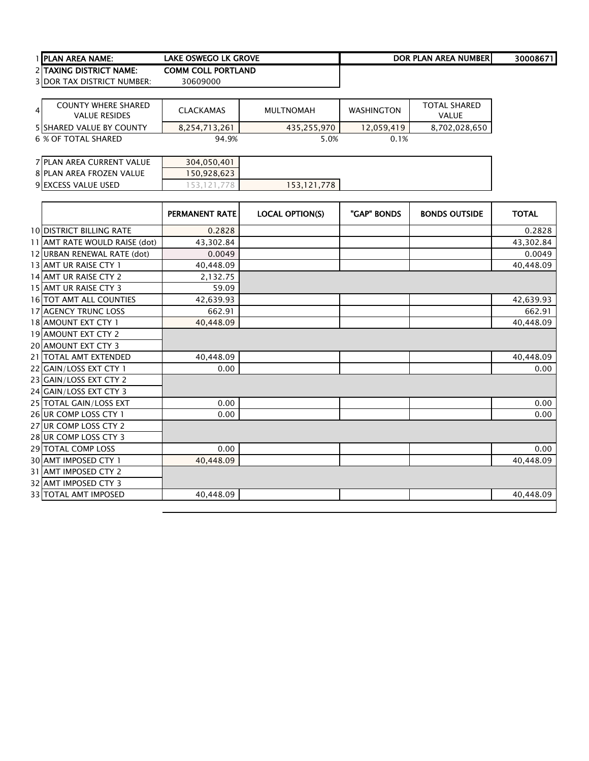| 1 | PLAN AREA NAME: | LAKE OSWEGO LK GROVE | | DOR PLAN AREA NUMBER | 30008671 |
|---|---|---|---|---|---|
| 2 | TAXING DISTRICT NAME: | COMM COLL PORTLAND | | | |
| 3 | DOR TAX DISTRICT NUMBER: | 30609000 | | | |

| 4 | COUNTY WHERE SHARED VALUE RESIDES | CLACKAMAS | MULTNOMAH | WASHINGTON | TOTAL SHARED VALUE |
|---|---|---|---|---|---|
| 5 | SHARED VALUE BY COUNTY | 8,254,713,261 | 435,255,970 | 12,059,419 | 8,702,028,650 |
| 6 | % OF TOTAL SHARED | 94.9% | 5.0% | 0.1% | |

| 7 | PLAN AREA CURRENT VALUE | 304,050,401 | |
|---|---|---|---|
| 8 | PLAN AREA FROZEN VALUE | 150,928,623 | |
| 9 | EXCESS VALUE USED | 153,121,778 | 153,121,778 |

| | | PERMANENT RATE | LOCAL OPTION(S) | "GAP" BONDS | BONDS OUTSIDE | TOTAL |
|---|---|---|---|---|---|---|
| 10 | DISTRICT BILLING RATE | 0.2828 | | | | 0.2828 |
| 11 | AMT RATE WOULD RAISE (dot) | 43,302.84 | | | | 43,302.84 |
| 12 | URBAN RENEWAL RATE (dot) | 0.0049 | | | | 0.0049 |
| 13 | AMT UR RAISE CTY 1 | 40,448.09 | | | | 40,448.09 |
| 14 | AMT UR RAISE CTY 2 | 2,132.75 | | | | |
| 15 | AMT UR RAISE CTY 3 | 59.09 | | | | |
| 16 | TOT AMT ALL COUNTIES | 42,639.93 | | | | 42,639.93 |
| 17 | AGENCY TRUNC LOSS | 662.91 | | | | 662.91 |
| 18 | AMOUNT EXT CTY 1 | 40,448.09 | | | | 40,448.09 |
| 19 | AMOUNT EXT CTY 2 | | | | | |
| 20 | AMOUNT EXT CTY 3 | | | | | |
| 21 | TOTAL AMT EXTENDED | 40,448.09 | | | | 40,448.09 |
| 22 | GAIN/LOSS EXT CTY 1 | 0.00 | | | | 0.00 |
| 23 | GAIN/LOSS EXT CTY 2 | | | | | |
| 24 | GAIN/LOSS EXT CTY 3 | | | | | |
| 25 | TOTAL GAIN/LOSS EXT | 0.00 | | | | 0.00 |
| 26 | UR COMP LOSS CTY 1 | 0.00 | | | | 0.00 |
| 27 | UR COMP LOSS CTY 2 | | | | | |
| 28 | UR COMP LOSS CTY 3 | | | | | |
| 29 | TOTAL COMP LOSS | 0.00 | | | | 0.00 |
| 30 | AMT IMPOSED CTY 1 | 40,448.09 | | | | 40,448.09 |
| 31 | AMT IMPOSED CTY 2 | | | | | |
| 32 | AMT IMPOSED CTY 3 | | | | | |
| 33 | TOTAL AMT IMPOSED | 40,448.09 | | | | 40,448.09 |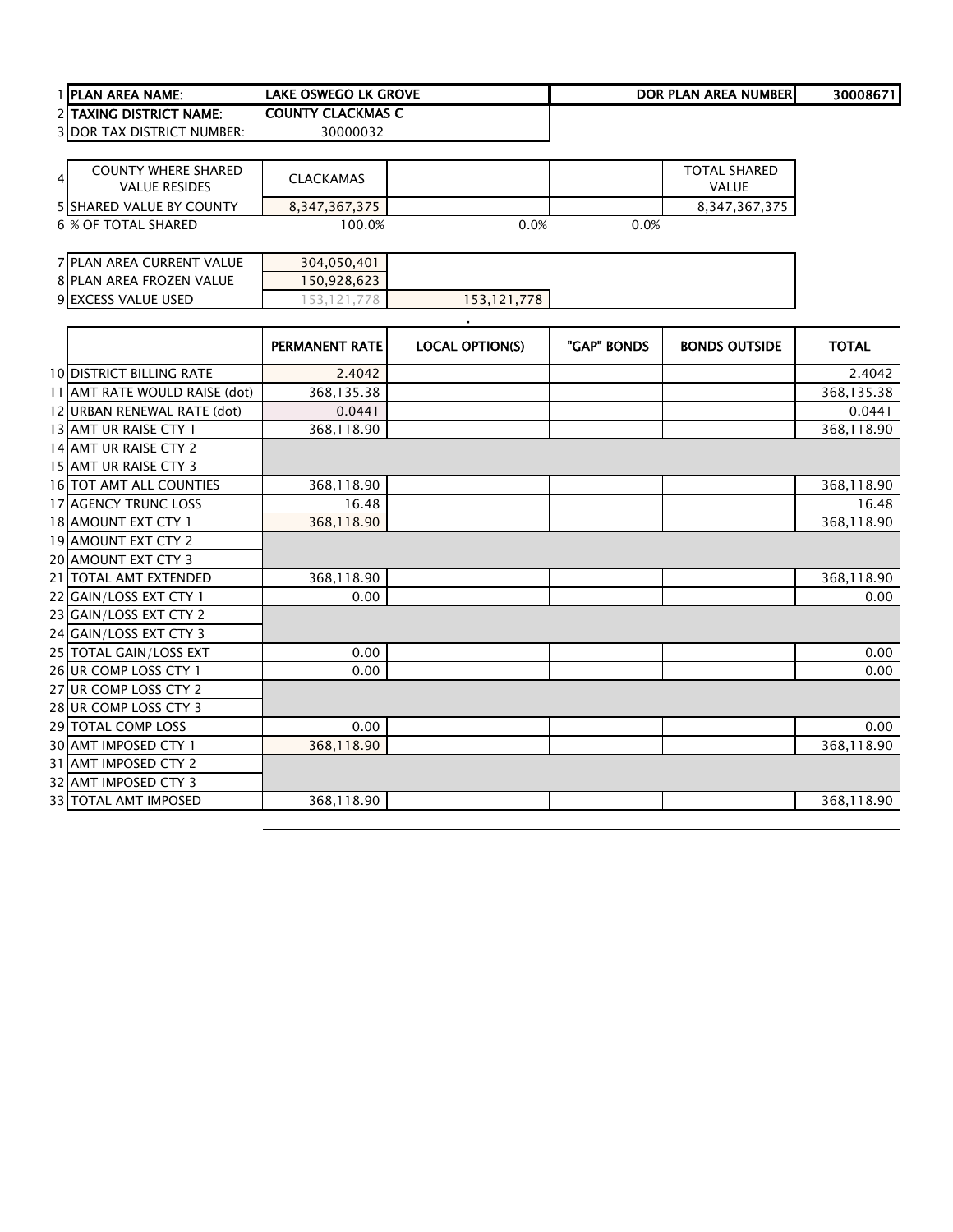| | | | | | |
|---|---|---|---|---|---|
| 1 | **PLAN AREA NAME:** | **LAKE OSWEGO LK GROVE** | | **DOR PLAN AREA NUMBER** | **30008671** |
| 2 | **TAXING DISTRICT NAME:** | **COUNTY CLACKMAS C** | | | |
| 3 | DOR TAX DISTRICT NUMBER: | 30000032 | | | |

| | | | | | |
|---|---|---|---|---|---|
| 4 | COUNTY WHERE SHARED VALUE RESIDES | CLACKAMAS | | | TOTAL SHARED VALUE |
| 5 | SHARED VALUE BY COUNTY | 8,347,367,375 | | | 8,347,367,375 |
| 6 | % OF TOTAL SHARED | 100.0% | 0.0% | 0.0% | |

| | | | |
|---|---|---|---|
| 7 | PLAN AREA CURRENT VALUE | 304,050,401 | |
| 8 | PLAN AREA FROZEN VALUE | 150,928,623 | |
| 9 | EXCESS VALUE USED | 153,121,778 | 153,121,778 |

| | | PERMANENT RATE | LOCAL OPTION(S) | "GAP" BONDS | BONDS OUTSIDE | TOTAL |
|---|---|---|---|---|---|---|
| 10 | DISTRICT BILLING RATE | 2.4042 | | | | 2.4042 |
| 11 | AMT RATE WOULD RAISE (dot) | 368,135.38 | | | | 368,135.38 |
| 12 | URBAN RENEWAL RATE (dot) | 0.0441 | | | | 0.0441 |
| 13 | AMT UR RAISE CTY 1 | 368,118.90 | | | | 368,118.90 |
| 14 | AMT UR RAISE CTY 2 | | | | | |
| 15 | AMT UR RAISE CTY 3 | | | | | |
| 16 | TOT AMT ALL COUNTIES | 368,118.90 | | | | 368,118.90 |
| 17 | AGENCY TRUNC LOSS | 16.48 | | | | 16.48 |
| 18 | AMOUNT EXT CTY 1 | 368,118.90 | | | | 368,118.90 |
| 19 | AMOUNT EXT CTY 2 | | | | | |
| 20 | AMOUNT EXT CTY 3 | | | | | |
| 21 | TOTAL AMT EXTENDED | 368,118.90 | | | | 368,118.90 |
| 22 | GAIN/LOSS EXT CTY 1 | 0.00 | | | | 0.00 |
| 23 | GAIN/LOSS EXT CTY 2 | | | | | |
| 24 | GAIN/LOSS EXT CTY 3 | | | | | |
| 25 | TOTAL GAIN/LOSS EXT | 0.00 | | | | 0.00 |
| 26 | UR COMP LOSS CTY 1 | 0.00 | | | | 0.00 |
| 27 | UR COMP LOSS CTY 2 | | | | | |
| 28 | UR COMP LOSS CTY 3 | | | | | |
| 29 | TOTAL COMP LOSS | 0.00 | | | | 0.00 |
| 30 | AMT IMPOSED CTY 1 | 368,118.90 | | | | 368,118.90 |
| 31 | AMT IMPOSED CTY 2 | | | | | |
| 32 | AMT IMPOSED CTY 3 | | | | | |
| 33 | TOTAL AMT IMPOSED | 368,118.90 | | | | 368,118.90 |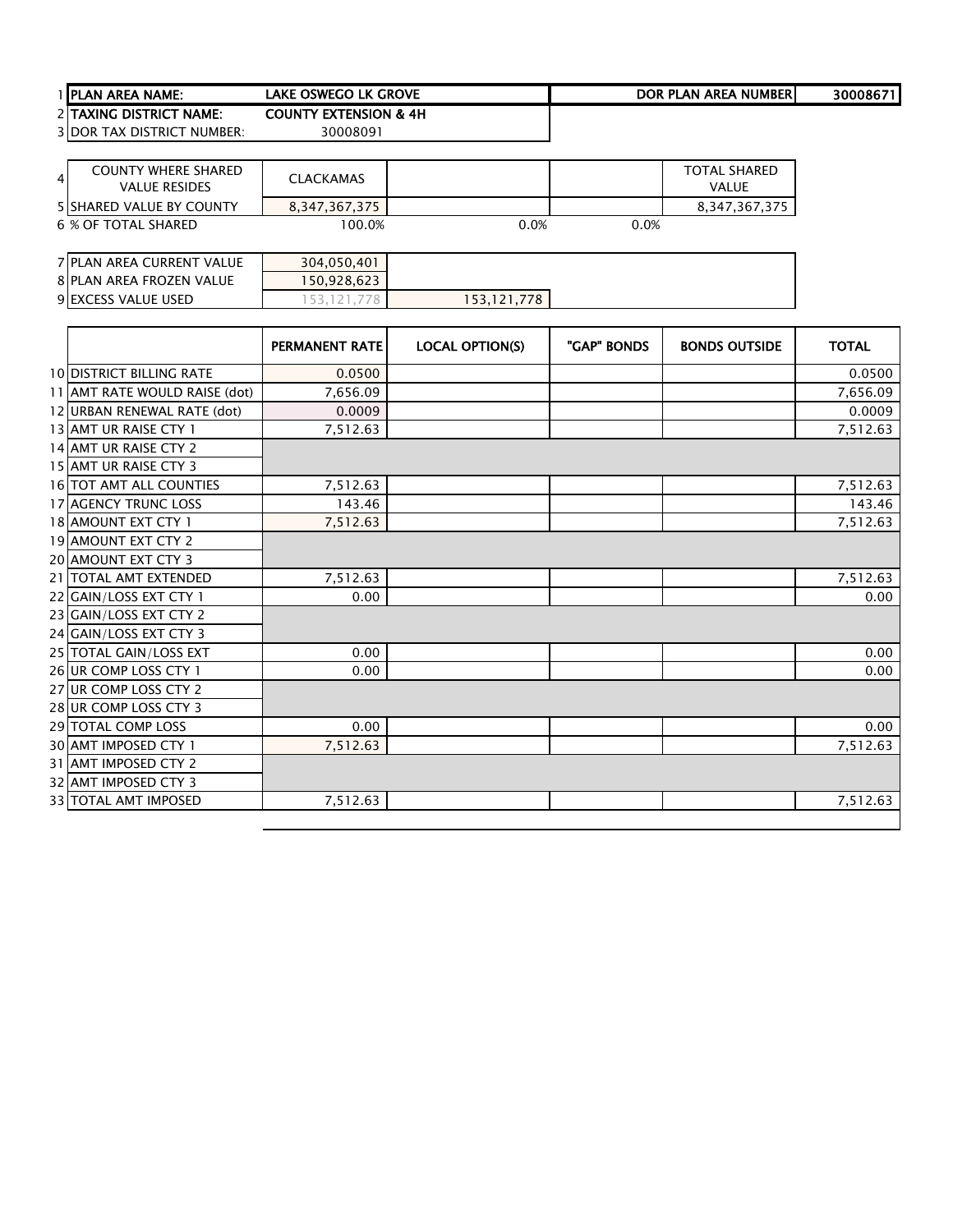| | | | | | |
|---|---|---|---|---|---|
| 1 | **PLAN AREA NAME:** | **LAKE OSWEGO LK GROVE** | | **DOR PLAN AREA NUMBER** | **30008671** |
| 2 | **TAXING DISTRICT NAME:** | **COUNTY EXTENSION & 4H** | | | |
| 3 | DOR TAX DISTRICT NUMBER: | 30008091 | | | |

| | | | | | |
|---|---|---|---|---|---|
| 4 | COUNTY WHERE SHARED VALUE RESIDES | CLACKAMAS | | | TOTAL SHARED VALUE |
| 5 | SHARED VALUE BY COUNTY | 8,347,367,375 | | | 8,347,367,375 |
| 6 | % OF TOTAL SHARED | 100.0% | 0.0% | 0.0% | |

| | | | |
|---|---|---|---|
| 7 | PLAN AREA CURRENT VALUE | 304,050,401 | |
| 8 | PLAN AREA FROZEN VALUE | 150,928,623 | |
| 9 | EXCESS VALUE USED | 153,121,778 | 153,121,778 |

| | | PERMANENT RATE | LOCAL OPTION(S) | "GAP" BONDS | BONDS OUTSIDE | TOTAL |
|---|---|---|---|---|---|---|
| 10 | DISTRICT BILLING RATE | 0.0500 | | | | 0.0500 |
| 11 | AMT RATE WOULD RAISE (dot) | 7,656.09 | | | | 7,656.09 |
| 12 | URBAN RENEWAL RATE (dot) | 0.0009 | | | | 0.0009 |
| 13 | AMT UR RAISE CTY 1 | 7,512.63 | | | | 7,512.63 |
| 14 | AMT UR RAISE CTY 2 | | | | | |
| 15 | AMT UR RAISE CTY 3 | | | | | |
| 16 | TOT AMT ALL COUNTIES | 7,512.63 | | | | 7,512.63 |
| 17 | AGENCY TRUNC LOSS | 143.46 | | | | 143.46 |
| 18 | AMOUNT EXT CTY 1 | 7,512.63 | | | | 7,512.63 |
| 19 | AMOUNT EXT CTY 2 | | | | | |
| 20 | AMOUNT EXT CTY 3 | | | | | |
| 21 | TOTAL AMT EXTENDED | 7,512.63 | | | | 7,512.63 |
| 22 | GAIN/LOSS EXT CTY 1 | 0.00 | | | | 0.00 |
| 23 | GAIN/LOSS EXT CTY 2 | | | | | |
| 24 | GAIN/LOSS EXT CTY 3 | | | | | |
| 25 | TOTAL GAIN/LOSS EXT | 0.00 | | | | 0.00 |
| 26 | UR COMP LOSS CTY 1 | 0.00 | | | | 0.00 |
| 27 | UR COMP LOSS CTY 2 | | | | | |
| 28 | UR COMP LOSS CTY 3 | | | | | |
| 29 | TOTAL COMP LOSS | 0.00 | | | | 0.00 |
| 30 | AMT IMPOSED CTY 1 | 7,512.63 | | | | 7,512.63 |
| 31 | AMT IMPOSED CTY 2 | | | | | |
| 32 | AMT IMPOSED CTY 3 | | | | | |
| 33 | TOTAL AMT IMPOSED | 7,512.63 | | | | 7,512.63 |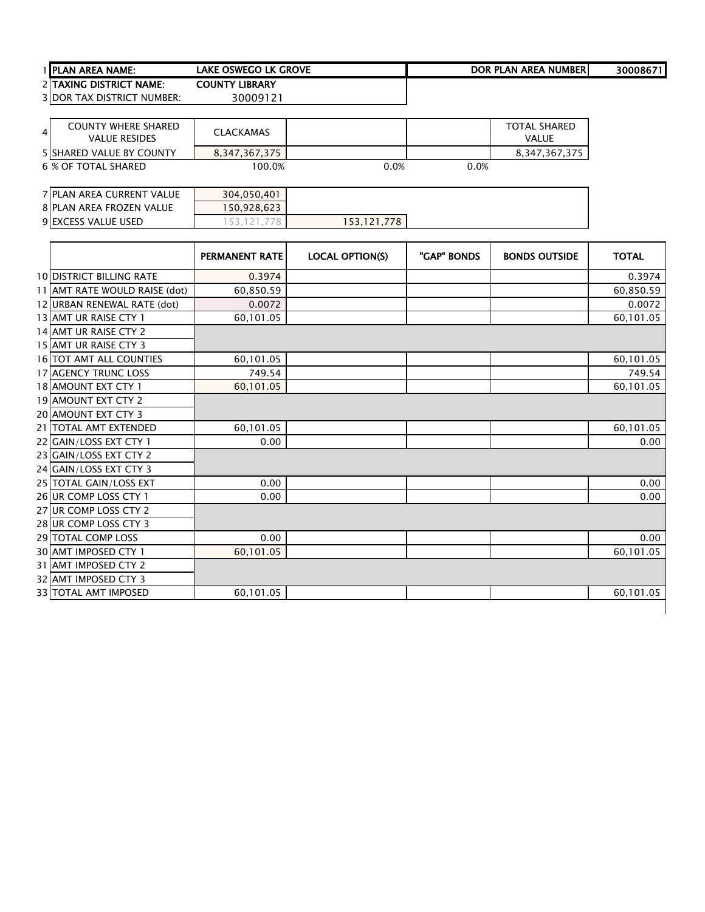| | | | | | |
|---|---|---|---|---|---|
| 1 | **PLAN AREA NAME:** | **LAKE OSWEGO LK GROVE** | | **DOR PLAN AREA NUMBER** | **30008671** |
| 2 | **TAXING DISTRICT NAME:** | **COUNTY LIBRARY** | | | |
| 3 | DOR TAX DISTRICT NUMBER: | 30009121 | | | |

| | | | | | |
|---|---|---|---|---|---|
| 4 | COUNTY WHERE SHARED VALUE RESIDES | CLACKAMAS | | | TOTAL SHARED VALUE |
| 5 | SHARED VALUE BY COUNTY | 8,347,367,375 | | | 8,347,367,375 |
| 6 | % OF TOTAL SHARED | 100.0% | 0.0% | 0.0% | |

| | | | |
|---|---|---|---|
| 7 | PLAN AREA CURRENT VALUE | 304,050,401 | |
| 8 | PLAN AREA FROZEN VALUE | 150,928,623 | |
| 9 | EXCESS VALUE USED | 153,121,778 | 153,121,778 |

| | | PERMANENT RATE | LOCAL OPTION(S) | "GAP" BONDS | BONDS OUTSIDE | TOTAL |
|---|---|---|---|---|---|---|
| 10 | DISTRICT BILLING RATE | 0.3974 | | | | 0.3974 |
| 11 | AMT RATE WOULD RAISE (dot) | 60,850.59 | | | | 60,850.59 |
| 12 | URBAN RENEWAL RATE (dot) | 0.0072 | | | | 0.0072 |
| 13 | AMT UR RAISE CTY 1 | 60,101.05 | | | | 60,101.05 |
| 14 | AMT UR RAISE CTY 2 | | | | | |
| 15 | AMT UR RAISE CTY 3 | | | | | |
| 16 | TOT AMT ALL COUNTIES | 60,101.05 | | | | 60,101.05 |
| 17 | AGENCY TRUNC LOSS | 749.54 | | | | 749.54 |
| 18 | AMOUNT EXT CTY 1 | 60,101.05 | | | | 60,101.05 |
| 19 | AMOUNT EXT CTY 2 | | | | | |
| 20 | AMOUNT EXT CTY 3 | | | | | |
| 21 | TOTAL AMT EXTENDED | 60,101.05 | | | | 60,101.05 |
| 22 | GAIN/LOSS EXT CTY 1 | 0.00 | | | | 0.00 |
| 23 | GAIN/LOSS EXT CTY 2 | | | | | |
| 24 | GAIN/LOSS EXT CTY 3 | | | | | |
| 25 | TOTAL GAIN/LOSS EXT | 0.00 | | | | 0.00 |
| 26 | UR COMP LOSS CTY 1 | 0.00 | | | | 0.00 |
| 27 | UR COMP LOSS CTY 2 | | | | | |
| 28 | UR COMP LOSS CTY 3 | | | | | |
| 29 | TOTAL COMP LOSS | 0.00 | | | | 0.00 |
| 30 | AMT IMPOSED CTY 1 | 60,101.05 | | | | 60,101.05 |
| 31 | AMT IMPOSED CTY 2 | | | | | |
| 32 | AMT IMPOSED CTY 3 | | | | | |
| 33 | TOTAL AMT IMPOSED | 60,101.05 | | | | 60,101.05 |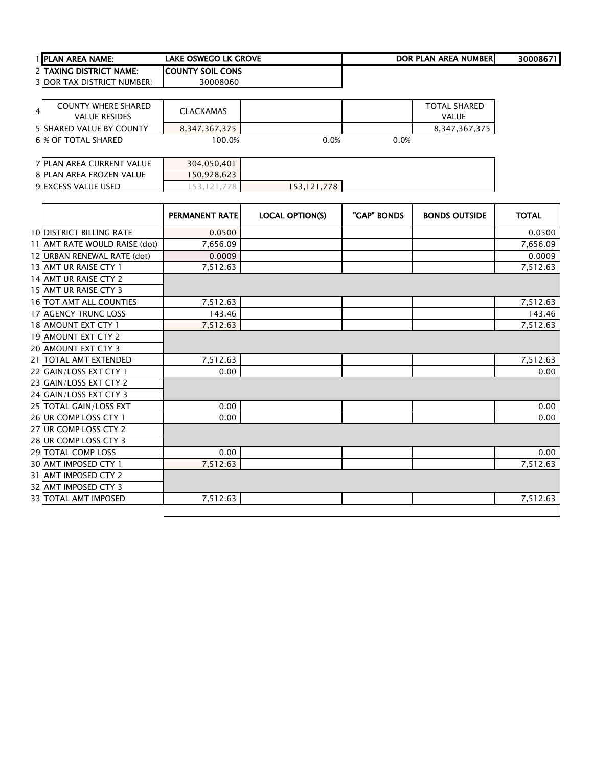| 1 | PLAN AREA NAME: | LAKE OSWEGO LK GROVE | | | DOR PLAN AREA NUMBER | 30008671 |
|---|---|---|---|---|---|---|
| 2 | TAXING DISTRICT NAME: | COUNTY SOIL CONS | | | | |
| 3 | DOR TAX DISTRICT NUMBER: | 30008060 | | | | |

| 4 | COUNTY WHERE SHARED VALUE RESIDES | CLACKAMAS | | | TOTAL SHARED VALUE |
|---|---|---|---|---|---|
| 5 | SHARED VALUE BY COUNTY | 8,347,367,375 | | | 8,347,367,375 |
| 6 | % OF TOTAL SHARED | 100.0% | 0.0% | 0.0% | |

| 7 | PLAN AREA CURRENT VALUE | 304,050,401 | |
|---|---|---|---|
| 8 | PLAN AREA FROZEN VALUE | 150,928,623 | |
| 9 | EXCESS VALUE USED | 153,121,778 | 153,121,778 |

| | | PERMANENT RATE | LOCAL OPTION(S) | "GAP" BONDS | BONDS OUTSIDE | TOTAL |
|---|---|---|---|---|---|---|
| 10 | DISTRICT BILLING RATE | 0.0500 | | | | 0.0500 |
| 11 | AMT RATE WOULD RAISE (dot) | 7,656.09 | | | | 7,656.09 |
| 12 | URBAN RENEWAL RATE (dot) | 0.0009 | | | | 0.0009 |
| 13 | AMT UR RAISE CTY 1 | 7,512.63 | | | | 7,512.63 |
| 14 | AMT UR RAISE CTY 2 | | | | | |
| 15 | AMT UR RAISE CTY 3 | | | | | |
| 16 | TOT AMT ALL COUNTIES | 7,512.63 | | | | 7,512.63 |
| 17 | AGENCY TRUNC LOSS | 143.46 | | | | 143.46 |
| 18 | AMOUNT EXT CTY 1 | 7,512.63 | | | | 7,512.63 |
| 19 | AMOUNT EXT CTY 2 | | | | | |
| 20 | AMOUNT EXT CTY 3 | | | | | |
| 21 | TOTAL AMT EXTENDED | 7,512.63 | | | | 7,512.63 |
| 22 | GAIN/LOSS EXT CTY 1 | 0.00 | | | | 0.00 |
| 23 | GAIN/LOSS EXT CTY 2 | | | | | |
| 24 | GAIN/LOSS EXT CTY 3 | | | | | |
| 25 | TOTAL GAIN/LOSS EXT | 0.00 | | | | 0.00 |
| 26 | UR COMP LOSS CTY 1 | 0.00 | | | | 0.00 |
| 27 | UR COMP LOSS CTY 2 | | | | | |
| 28 | UR COMP LOSS CTY 3 | | | | | |
| 29 | TOTAL COMP LOSS | 0.00 | | | | 0.00 |
| 30 | AMT IMPOSED CTY 1 | 7,512.63 | | | | 7,512.63 |
| 31 | AMT IMPOSED CTY 2 | | | | | |
| 32 | AMT IMPOSED CTY 3 | | | | | |
| 33 | TOTAL AMT IMPOSED | 7,512.63 | | | | 7,512.63 |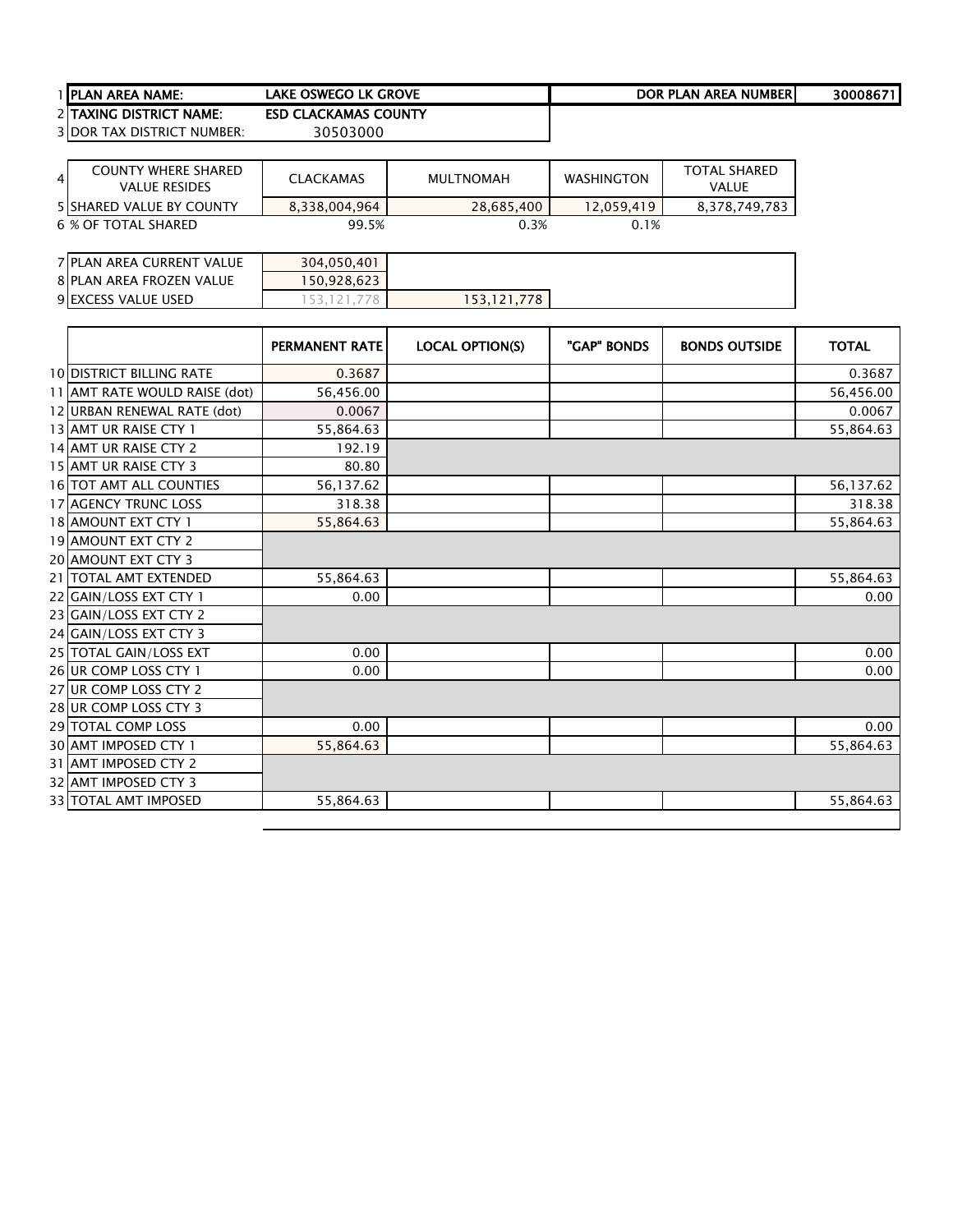| 1 | PLAN AREA NAME: | LAKE OSWEGO LK GROVE | | DOR PLAN AREA NUMBER | 30008671 |
|---|---|---|---|---|---|
| 2 | TAXING DISTRICT NAME: | ESD CLACKAMAS COUNTY | | | |
| 3 | DOR TAX DISTRICT NUMBER: | 30503000 | | | |

| 4 | COUNTY WHERE SHARED VALUE RESIDES | CLACKAMAS | MULTNOMAH | WASHINGTON | TOTAL SHARED VALUE |
|---|---|---|---|---|---|
| 5 | SHARED VALUE BY COUNTY | 8,338,004,964 | 28,685,400 | 12,059,419 | 8,378,749,783 |
| 6 | % OF TOTAL SHARED | 99.5% | 0.3% | 0.1% | |

| 7 | PLAN AREA CURRENT VALUE | 304,050,401 | |
|---|---|---|---|
| 8 | PLAN AREA FROZEN VALUE | 150,928,623 | |
| 9 | EXCESS VALUE USED | 153,121,778 | 153,121,778 |

| | | PERMANENT RATE | LOCAL OPTION(S) | "GAP" BONDS | BONDS OUTSIDE | TOTAL |
|---|---|---|---|---|---|---|
| 10 | DISTRICT BILLING RATE | 0.3687 | | | | 0.3687 |
| 11 | AMT RATE WOULD RAISE (dot) | 56,456.00 | | | | 56,456.00 |
| 12 | URBAN RENEWAL RATE (dot) | 0.0067 | | | | 0.0067 |
| 13 | AMT UR RAISE CTY 1 | 55,864.63 | | | | 55,864.63 |
| 14 | AMT UR RAISE CTY 2 | 192.19 | | | | |
| 15 | AMT UR RAISE CTY 3 | 80.80 | | | | |
| 16 | TOT AMT ALL COUNTIES | 56,137.62 | | | | 56,137.62 |
| 17 | AGENCY TRUNC LOSS | 318.38 | | | | 318.38 |
| 18 | AMOUNT EXT CTY 1 | 55,864.63 | | | | 55,864.63 |
| 19 | AMOUNT EXT CTY 2 | | | | | |
| 20 | AMOUNT EXT CTY 3 | | | | | |
| 21 | TOTAL AMT EXTENDED | 55,864.63 | | | | 55,864.63 |
| 22 | GAIN/LOSS EXT CTY 1 | 0.00 | | | | 0.00 |
| 23 | GAIN/LOSS EXT CTY 2 | | | | | |
| 24 | GAIN/LOSS EXT CTY 3 | | | | | |
| 25 | TOTAL GAIN/LOSS EXT | 0.00 | | | | 0.00 |
| 26 | UR COMP LOSS CTY 1 | 0.00 | | | | 0.00 |
| 27 | UR COMP LOSS CTY 2 | | | | | |
| 28 | UR COMP LOSS CTY 3 | | | | | |
| 29 | TOTAL COMP LOSS | 0.00 | | | | 0.00 |
| 30 | AMT IMPOSED CTY 1 | 55,864.63 | | | | 55,864.63 |
| 31 | AMT IMPOSED CTY 2 | | | | | |
| 32 | AMT IMPOSED CTY 3 | | | | | |
| 33 | TOTAL AMT IMPOSED | 55,864.63 | | | | 55,864.63 |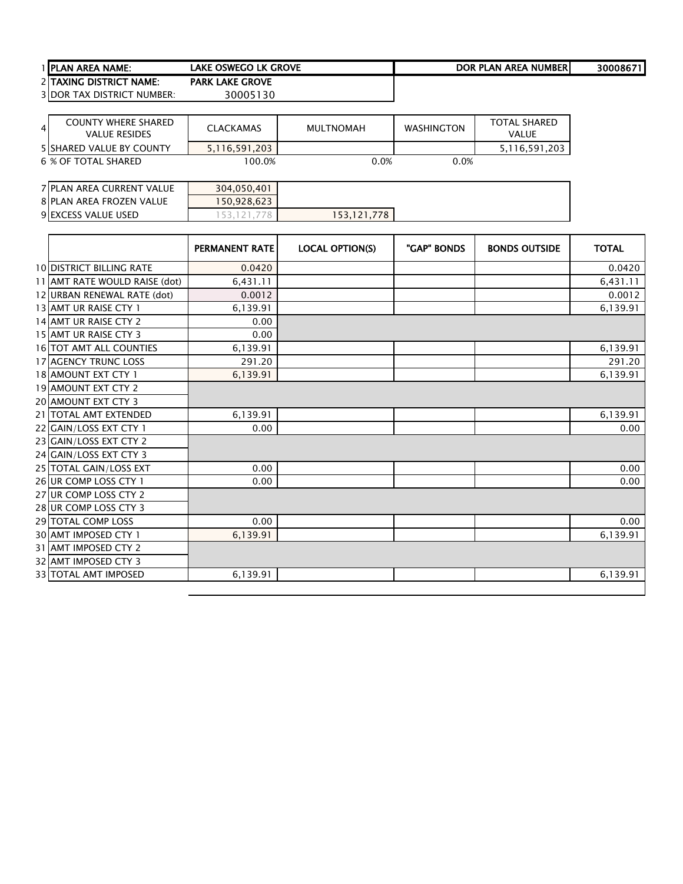| | | | | | |
|---|---|---|---|---|---|
| 1 | **PLAN AREA NAME:** | **LAKE OSWEGO LK GROVE** | | **DOR PLAN AREA NUMBER** | **30008671** |
| 2 | **TAXING DISTRICT NAME:** | **PARK LAKE GROVE** | | | |
| 3 | DOR TAX DISTRICT NUMBER: | 30005130 | | | |

| | COUNTY WHERE SHARED VALUE RESIDES | CLACKAMAS | MULTNOMAH | WASHINGTON | TOTAL SHARED VALUE |
|---|---|---|---|---|---|
| 4 | | | | | |
| 5 | SHARED VALUE BY COUNTY | 5,116,591,203 | | | 5,116,591,203 |
| 6 | % OF TOTAL SHARED | 100.0% | 0.0% | 0.0% | |

| | | | |
|---|---|---|---|
| 7 | PLAN AREA CURRENT VALUE | 304,050,401 | |
| 8 | PLAN AREA FROZEN VALUE | 150,928,623 | |
| 9 | EXCESS VALUE USED | 153,121,778 | 153,121,778 |

| | | PERMANENT RATE | LOCAL OPTION(S) | "GAP" BONDS | BONDS OUTSIDE | TOTAL |
|---|---|---|---|---|---|---|
| 10 | DISTRICT BILLING RATE | 0.0420 | | | | 0.0420 |
| 11 | AMT RATE WOULD RAISE (dot) | 6,431.11 | | | | 6,431.11 |
| 12 | URBAN RENEWAL RATE (dot) | 0.0012 | | | | 0.0012 |
| 13 | AMT UR RAISE CTY 1 | 6,139.91 | | | | 6,139.91 |
| 14 | AMT UR RAISE CTY 2 | 0.00 | | | | |
| 15 | AMT UR RAISE CTY 3 | 0.00 | | | | |
| 16 | TOT AMT ALL COUNTIES | 6,139.91 | | | | 6,139.91 |
| 17 | AGENCY TRUNC LOSS | 291.20 | | | | 291.20 |
| 18 | AMOUNT EXT CTY 1 | 6,139.91 | | | | 6,139.91 |
| 19 | AMOUNT EXT CTY 2 | | | | | |
| 20 | AMOUNT EXT CTY 3 | | | | | |
| 21 | TOTAL AMT EXTENDED | 6,139.91 | | | | 6,139.91 |
| 22 | GAIN/LOSS EXT CTY 1 | 0.00 | | | | 0.00 |
| 23 | GAIN/LOSS EXT CTY 2 | | | | | |
| 24 | GAIN/LOSS EXT CTY 3 | | | | | |
| 25 | TOTAL GAIN/LOSS EXT | 0.00 | | | | 0.00 |
| 26 | UR COMP LOSS CTY 1 | 0.00 | | | | 0.00 |
| 27 | UR COMP LOSS CTY 2 | | | | | |
| 28 | UR COMP LOSS CTY 3 | | | | | |
| 29 | TOTAL COMP LOSS | 0.00 | | | | 0.00 |
| 30 | AMT IMPOSED CTY 1 | 6,139.91 | | | | 6,139.91 |
| 31 | AMT IMPOSED CTY 2 | | | | | |
| 32 | AMT IMPOSED CTY 3 | | | | | |
| 33 | TOTAL AMT IMPOSED | 6,139.91 | | | | 6,139.91 |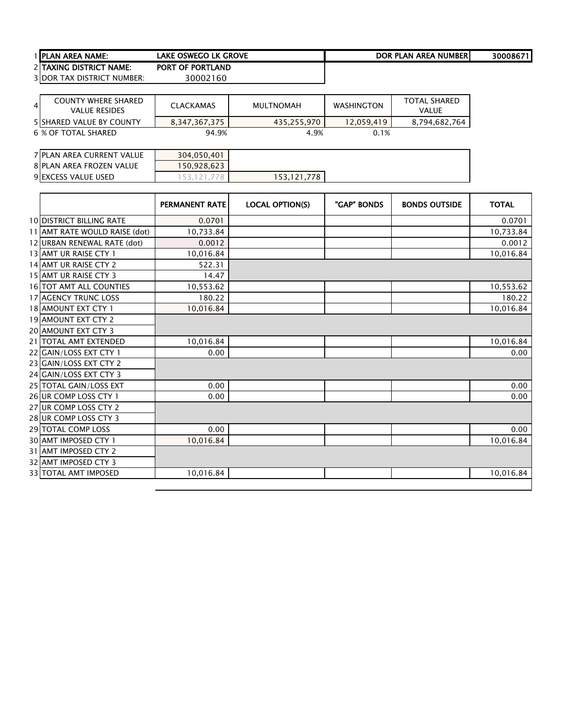| | | | | |
|---|---|---|---|---|
| 1 | PLAN AREA NAME: | LAKE OSWEGO LK GROVE | DOR PLAN AREA NUMBER | 30008671 |
| 2 | TAXING DISTRICT NAME: | PORT OF PORTLAND | | |
| 3 | DOR TAX DISTRICT NUMBER: | 30002160 | | |

| | | | | | |
|---|---|---|---|---|---|
| 4 | COUNTY WHERE SHARED VALUE RESIDES | CLACKAMAS | MULTNOMAH | WASHINGTON | TOTAL SHARED VALUE |
| 5 | SHARED VALUE BY COUNTY | 8,347,367,375 | 435,255,970 | 12,059,419 | 8,794,682,764 |
| 6 | % OF TOTAL SHARED | 94.9% | 4.9% | 0.1% | |

| | | | |
|---|---|---|---|
| 7 | PLAN AREA CURRENT VALUE | 304,050,401 | |
| 8 | PLAN AREA FROZEN VALUE | 150,928,623 | |
| 9 | EXCESS VALUE USED | 153,121,778 | 153,121,778 |

| | | PERMANENT RATE | LOCAL OPTION(S) | "GAP" BONDS | BONDS OUTSIDE | TOTAL |
|---|---|---|---|---|---|---|
| 10 | DISTRICT BILLING RATE | 0.0701 | | | | 0.0701 |
| 11 | AMT RATE WOULD RAISE (dot) | 10,733.84 | | | | 10,733.84 |
| 12 | URBAN RENEWAL RATE (dot) | 0.0012 | | | | 0.0012 |
| 13 | AMT UR RAISE CTY 1 | 10,016.84 | | | | 10,016.84 |
| 14 | AMT UR RAISE CTY 2 | 522.31 | | | | |
| 15 | AMT UR RAISE CTY 3 | 14.47 | | | | |
| 16 | TOT AMT ALL COUNTIES | 10,553.62 | | | | 10,553.62 |
| 17 | AGENCY TRUNC LOSS | 180.22 | | | | 180.22 |
| 18 | AMOUNT EXT CTY 1 | 10,016.84 | | | | 10,016.84 |
| 19 | AMOUNT EXT CTY 2 | | | | | |
| 20 | AMOUNT EXT CTY 3 | | | | | |
| 21 | TOTAL AMT EXTENDED | 10,016.84 | | | | 10,016.84 |
| 22 | GAIN/LOSS EXT CTY 1 | 0.00 | | | | 0.00 |
| 23 | GAIN/LOSS EXT CTY 2 | | | | | |
| 24 | GAIN/LOSS EXT CTY 3 | | | | | |
| 25 | TOTAL GAIN/LOSS EXT | 0.00 | | | | 0.00 |
| 26 | UR COMP LOSS CTY 1 | 0.00 | | | | 0.00 |
| 27 | UR COMP LOSS CTY 2 | | | | | |
| 28 | UR COMP LOSS CTY 3 | | | | | |
| 29 | TOTAL COMP LOSS | 0.00 | | | | 0.00 |
| 30 | AMT IMPOSED CTY 1 | 10,016.84 | | | | 10,016.84 |
| 31 | AMT IMPOSED CTY 2 | | | | | |
| 32 | AMT IMPOSED CTY 3 | | | | | |
| 33 | TOTAL AMT IMPOSED | 10,016.84 | | | | 10,016.84 |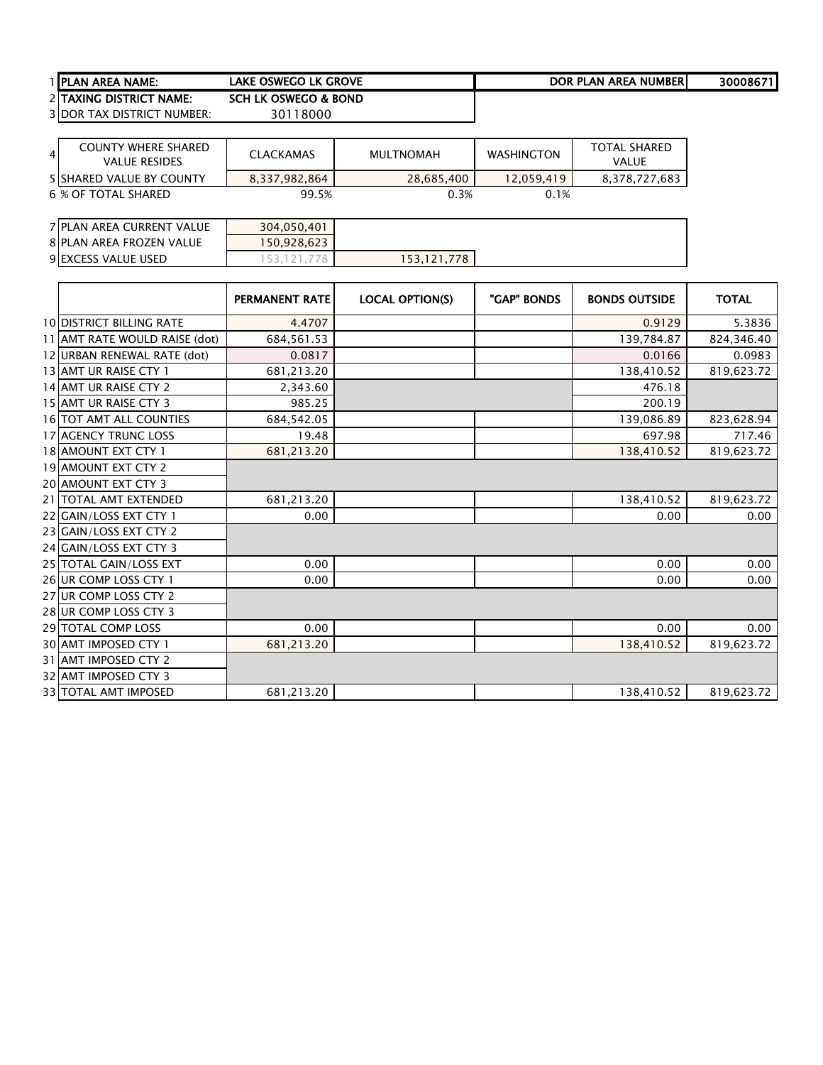| | | | | |
|---|---|---|---|---|
| 1 PLAN AREA NAME: | LAKE OSWEGO LK GROVE | | DOR PLAN AREA NUMBER | 30008671 |
| 2 TAXING DISTRICT NAME: | SCH LK OSWEGO & BOND | | | |
| 3 DOR TAX DISTRICT NUMBER: | 30118000 | | | |

| 4 COUNTY WHERE SHARED VALUE RESIDES | CLACKAMAS | MULTNOMAH | WASHINGTON | TOTAL SHARED VALUE |
|---|---|---|---|---|
| 5 SHARED VALUE BY COUNTY | 8,337,982,864 | 28,685,400 | 12,059,419 | 8,378,727,683 |
| 6 % OF TOTAL SHARED | 99.5% | 0.3% | 0.1% | |

| | | |
|---|---|---|
| 7 PLAN AREA CURRENT VALUE | 304,050,401 | |
| 8 PLAN AREA FROZEN VALUE | 150,928,623 | |
| 9 EXCESS VALUE USED | 153,121,778 | 153,121,778 |

| | PERMANENT RATE | LOCAL OPTION(S) | "GAP" BONDS | BONDS OUTSIDE | TOTAL |
|---|---|---|---|---|---|
| 10 DISTRICT BILLING RATE | 4.4707 | | | 0.9129 | 5.3836 |
| 11 AMT RATE WOULD RAISE (dot) | 684,561.53 | | | 139,784.87 | 824,346.40 |
| 12 URBAN RENEWAL RATE (dot) | 0.0817 | | | 0.0166 | 0.0983 |
| 13 AMT UR RAISE CTY 1 | 681,213.20 | | | 138,410.52 | 819,623.72 |
| 14 AMT UR RAISE CTY 2 | 2,343.60 | | | 476.18 | |
| 15 AMT UR RAISE CTY 3 | 985.25 | | | 200.19 | |
| 16 TOT AMT ALL COUNTIES | 684,542.05 | | | 139,086.89 | 823,628.94 |
| 17 AGENCY TRUNC LOSS | 19.48 | | | 697.98 | 717.46 |
| 18 AMOUNT EXT CTY 1 | 681,213.20 | | | 138,410.52 | 819,623.72 |
| 19 AMOUNT EXT CTY 2 | | | | | |
| 20 AMOUNT EXT CTY 3 | | | | | |
| 21 TOTAL AMT EXTENDED | 681,213.20 | | | 138,410.52 | 819,623.72 |
| 22 GAIN/LOSS EXT CTY 1 | 0.00 | | | 0.00 | 0.00 |
| 23 GAIN/LOSS EXT CTY 2 | | | | | |
| 24 GAIN/LOSS EXT CTY 3 | | | | | |
| 25 TOTAL GAIN/LOSS EXT | 0.00 | | | 0.00 | 0.00 |
| 26 UR COMP LOSS CTY 1 | 0.00 | | | 0.00 | 0.00 |
| 27 UR COMP LOSS CTY 2 | | | | | |
| 28 UR COMP LOSS CTY 3 | | | | | |
| 29 TOTAL COMP LOSS | 0.00 | | | 0.00 | 0.00 |
| 30 AMT IMPOSED CTY 1 | 681,213.20 | | | 138,410.52 | 819,623.72 |
| 31 AMT IMPOSED CTY 2 | | | | | |
| 32 AMT IMPOSED CTY 3 | | | | | |
| 33 TOTAL AMT IMPOSED | 681,213.20 | | | 138,410.52 | 819,623.72 |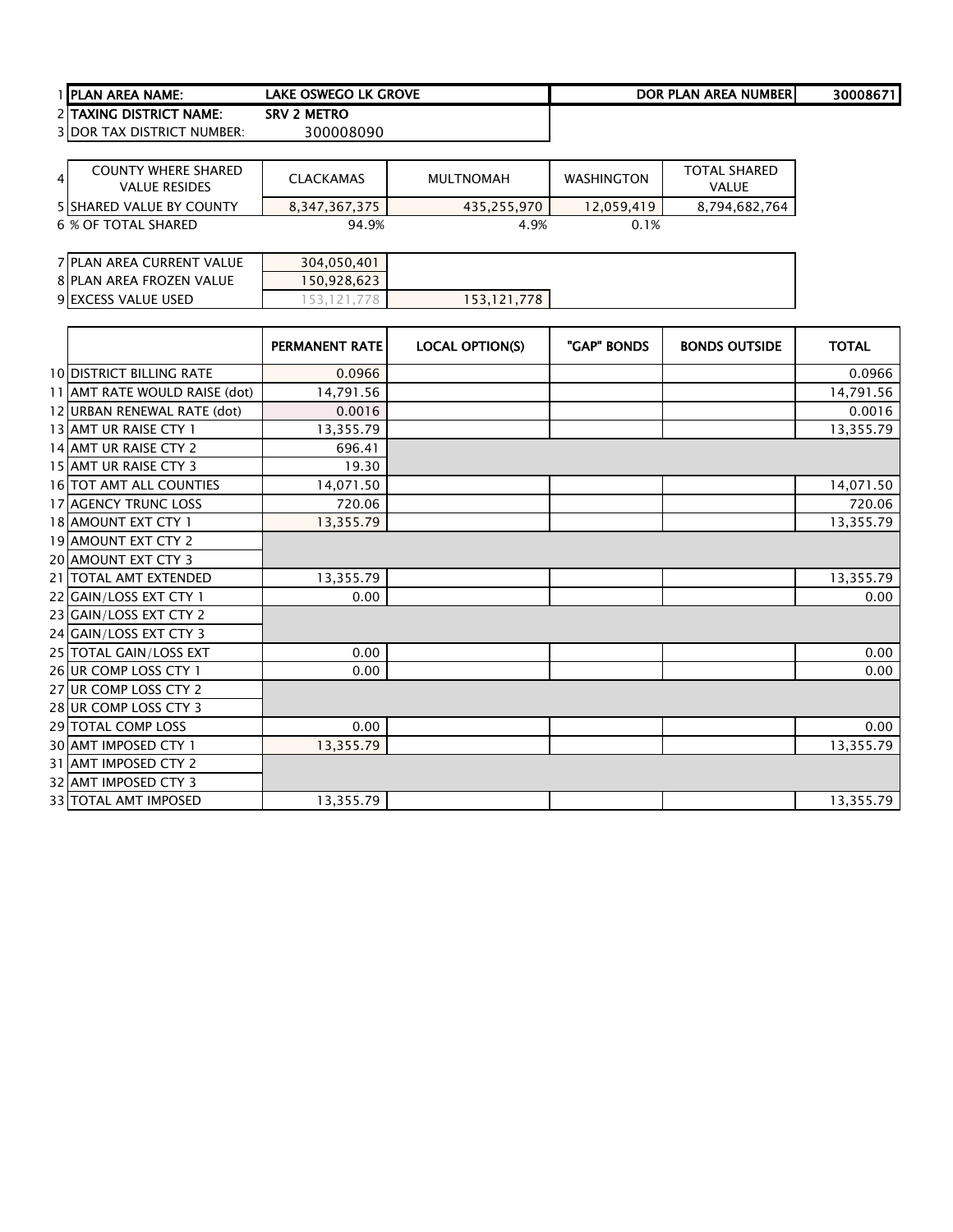| | | | | |
|---|---|---|---|---|
| 1 | PLAN AREA NAME: | LAKE OSWEGO LK GROVE | DOR PLAN AREA NUMBER | 30008671 |
| 2 | TAXING DISTRICT NAME: | SRV 2 METRO | | |
| 3 | DOR TAX DISTRICT NUMBER: | 300008090 | | |

| 4 | COUNTY WHERE SHARED VALUE RESIDES | CLACKAMAS | MULTNOMAH | WASHINGTON | TOTAL SHARED VALUE |
|---|---|---|---|---|---|
| 5 | SHARED VALUE BY COUNTY | 8,347,367,375 | 435,255,970 | 12,059,419 | 8,794,682,764 |
| 6 | % OF TOTAL SHARED | 94.9% | 4.9% | 0.1% | |

| | | | |
|---|---|---|---|
| 7 | PLAN AREA CURRENT VALUE | 304,050,401 | |
| 8 | PLAN AREA FROZEN VALUE | 150,928,623 | |
| 9 | EXCESS VALUE USED | 153,121,778 | 153,121,778 |

| | | PERMANENT RATE | LOCAL OPTION(S) | "GAP" BONDS | BONDS OUTSIDE | TOTAL |
|---|---|---|---|---|---|---|
| 10 | DISTRICT BILLING RATE | 0.0966 | | | | 0.0966 |
| 11 | AMT RATE WOULD RAISE (dot) | 14,791.56 | | | | 14,791.56 |
| 12 | URBAN RENEWAL RATE (dot) | 0.0016 | | | | 0.0016 |
| 13 | AMT UR RAISE CTY 1 | 13,355.79 | | | | 13,355.79 |
| 14 | AMT UR RAISE CTY 2 | 696.41 | | | | |
| 15 | AMT UR RAISE CTY 3 | 19.30 | | | | |
| 16 | TOT AMT ALL COUNTIES | 14,071.50 | | | | 14,071.50 |
| 17 | AGENCY TRUNC LOSS | 720.06 | | | | 720.06 |
| 18 | AMOUNT EXT CTY 1 | 13,355.79 | | | | 13,355.79 |
| 19 | AMOUNT EXT CTY 2 | | | | | |
| 20 | AMOUNT EXT CTY 3 | | | | | |
| 21 | TOTAL AMT EXTENDED | 13,355.79 | | | | 13,355.79 |
| 22 | GAIN/LOSS EXT CTY 1 | 0.00 | | | | 0.00 |
| 23 | GAIN/LOSS EXT CTY 2 | | | | | |
| 24 | GAIN/LOSS EXT CTY 3 | | | | | |
| 25 | TOTAL GAIN/LOSS EXT | 0.00 | | | | 0.00 |
| 26 | UR COMP LOSS CTY 1 | 0.00 | | | | 0.00 |
| 27 | UR COMP LOSS CTY 2 | | | | | |
| 28 | UR COMP LOSS CTY 3 | | | | | |
| 29 | TOTAL COMP LOSS | 0.00 | | | | 0.00 |
| 30 | AMT IMPOSED CTY 1 | 13,355.79 | | | | 13,355.79 |
| 31 | AMT IMPOSED CTY 2 | | | | | |
| 32 | AMT IMPOSED CTY 3 | | | | | |
| 33 | TOTAL AMT IMPOSED | 13,355.79 | | | | 13,355.79 |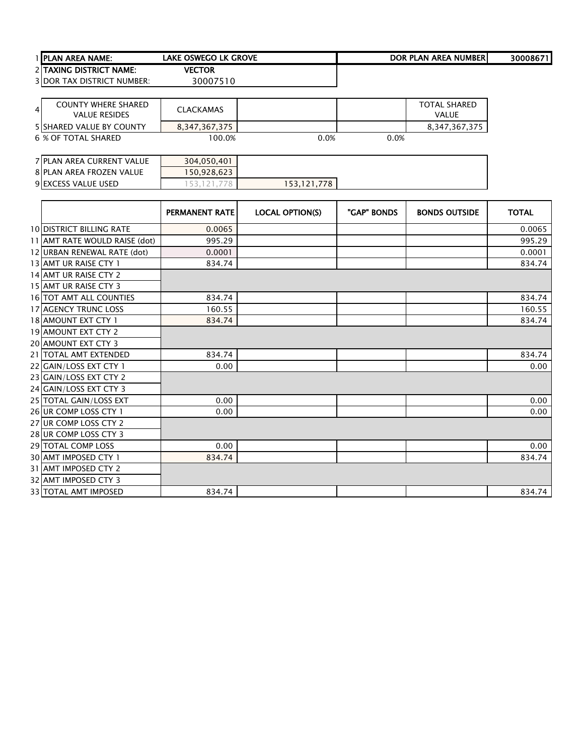| 1 | PLAN AREA NAME: | LAKE OSWEGO LK GROVE | | | DOR PLAN AREA NUMBER | 30008671 |
|---|---|---|---|---|---|---|
| 2 | TAXING DISTRICT NAME: | VECTOR | | | | |
| 3 | DOR TAX DISTRICT NUMBER: | 30007510 | | | | |

| 4 | COUNTY WHERE SHARED VALUE RESIDES | CLACKAMAS | | | TOTAL SHARED VALUE |
|---|---|---|---|---|---|
| 5 | SHARED VALUE BY COUNTY | 8,347,367,375 | | | 8,347,367,375 |
| 6 | % OF TOTAL SHARED | 100.0% | 0.0% | 0.0% | |

| 7 | PLAN AREA CURRENT VALUE | 304,050,401 | |
|---|---|---|---|
| 8 | PLAN AREA FROZEN VALUE | 150,928,623 | |
| 9 | EXCESS VALUE USED | 153,121,778 | 153,121,778 |

| | | PERMANENT RATE | LOCAL OPTION(S) | "GAP" BONDS | BONDS OUTSIDE | TOTAL |
|---|---|---|---|---|---|---|
| 10 | DISTRICT BILLING RATE | 0.0065 | | | | 0.0065 |
| 11 | AMT RATE WOULD RAISE (dot) | 995.29 | | | | 995.29 |
| 12 | URBAN RENEWAL RATE (dot) | 0.0001 | | | | 0.0001 |
| 13 | AMT UR RAISE CTY 1 | 834.74 | | | | 834.74 |
| 14 | AMT UR RAISE CTY 2 | | | | | |
| 15 | AMT UR RAISE CTY 3 | | | | | |
| 16 | TOT AMT ALL COUNTIES | 834.74 | | | | 834.74 |
| 17 | AGENCY TRUNC LOSS | 160.55 | | | | 160.55 |
| 18 | AMOUNT EXT CTY 1 | 834.74 | | | | 834.74 |
| 19 | AMOUNT EXT CTY 2 | | | | | |
| 20 | AMOUNT EXT CTY 3 | | | | | |
| 21 | TOTAL AMT EXTENDED | 834.74 | | | | 834.74 |
| 22 | GAIN/LOSS EXT CTY 1 | 0.00 | | | | 0.00 |
| 23 | GAIN/LOSS EXT CTY 2 | | | | | |
| 24 | GAIN/LOSS EXT CTY 3 | | | | | |
| 25 | TOTAL GAIN/LOSS EXT | 0.00 | | | | 0.00 |
| 26 | UR COMP LOSS CTY 1 | 0.00 | | | | 0.00 |
| 27 | UR COMP LOSS CTY 2 | | | | | |
| 28 | UR COMP LOSS CTY 3 | | | | | |
| 29 | TOTAL COMP LOSS | 0.00 | | | | 0.00 |
| 30 | AMT IMPOSED CTY 1 | 834.74 | | | | 834.74 |
| 31 | AMT IMPOSED CTY 2 | | | | | |
| 32 | AMT IMPOSED CTY 3 | | | | | |
| 33 | TOTAL AMT IMPOSED | 834.74 | | | | 834.74 |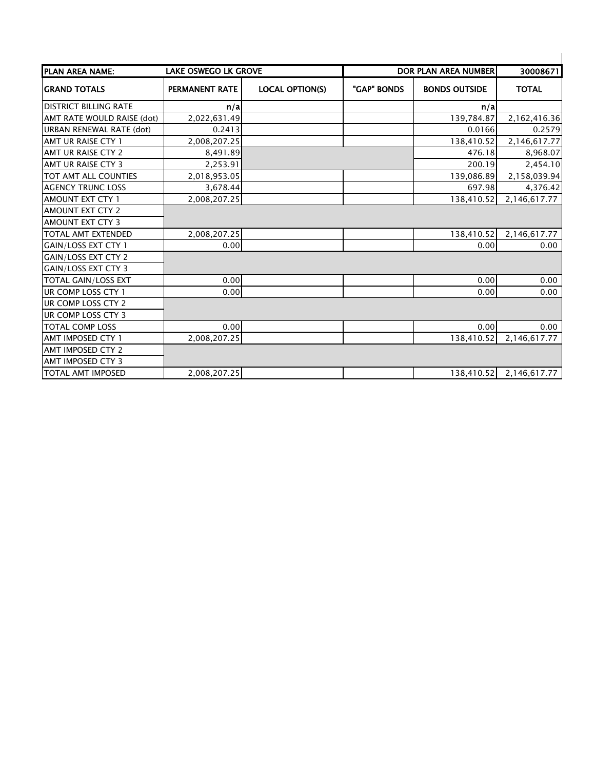| PLAN AREA NAME: | LAKE OSWEGO LK GROVE | | DOR PLAN AREA NUMBER | | 30008671 |
|---|---|---|---|---|---|
| GRAND TOTALS | PERMANENT RATE | LOCAL OPTION(S) | "GAP" BONDS | BONDS OUTSIDE | TOTAL |
| DISTRICT BILLING RATE | n/a | | | n/a | |
| AMT RATE WOULD RAISE (dot) | 2,022,631.49 | | | 139,784.87 | 2,162,416.36 |
| URBAN RENEWAL RATE (dot) | 0.2413 | | | 0.0166 | 0.2579 |
| AMT UR RAISE CTY 1 | 2,008,207.25 | | | 138,410.52 | 2,146,617.77 |
| AMT UR RAISE CTY 2 | 8,491.89 | | | 476.18 | 8,968.07 |
| AMT UR RAISE CTY 3 | 2,253.91 | | | 200.19 | 2,454.10 |
| TOT AMT ALL COUNTIES | 2,018,953.05 | | | 139,086.89 | 2,158,039.94 |
| AGENCY TRUNC LOSS | 3,678.44 | | | 697.98 | 4,376.42 |
| AMOUNT EXT CTY 1 | 2,008,207.25 | | | 138,410.52 | 2,146,617.77 |
| AMOUNT EXT CTY 2 | | | | | |
| AMOUNT EXT CTY 3 | | | | | |
| TOTAL AMT EXTENDED | 2,008,207.25 | | | 138,410.52 | 2,146,617.77 |
| GAIN/LOSS EXT CTY 1 | 0.00 | | | 0.00 | 0.00 |
| GAIN/LOSS EXT CTY 2 | | | | | |
| GAIN/LOSS EXT CTY 3 | | | | | |
| TOTAL GAIN/LOSS EXT | 0.00 | | | 0.00 | 0.00 |
| UR COMP LOSS CTY 1 | 0.00 | | | 0.00 | 0.00 |
| UR COMP LOSS CTY 2 | | | | | |
| UR COMP LOSS CTY 3 | | | | | |
| TOTAL COMP LOSS | 0.00 | | | 0.00 | 0.00 |
| AMT IMPOSED CTY 1 | 2,008,207.25 | | | 138,410.52 | 2,146,617.77 |
| AMT IMPOSED CTY 2 | | | | | |
| AMT IMPOSED CTY 3 | | | | | |
| TOTAL AMT IMPOSED | 2,008,207.25 | | | 138,410.52 | 2,146,617.77 |